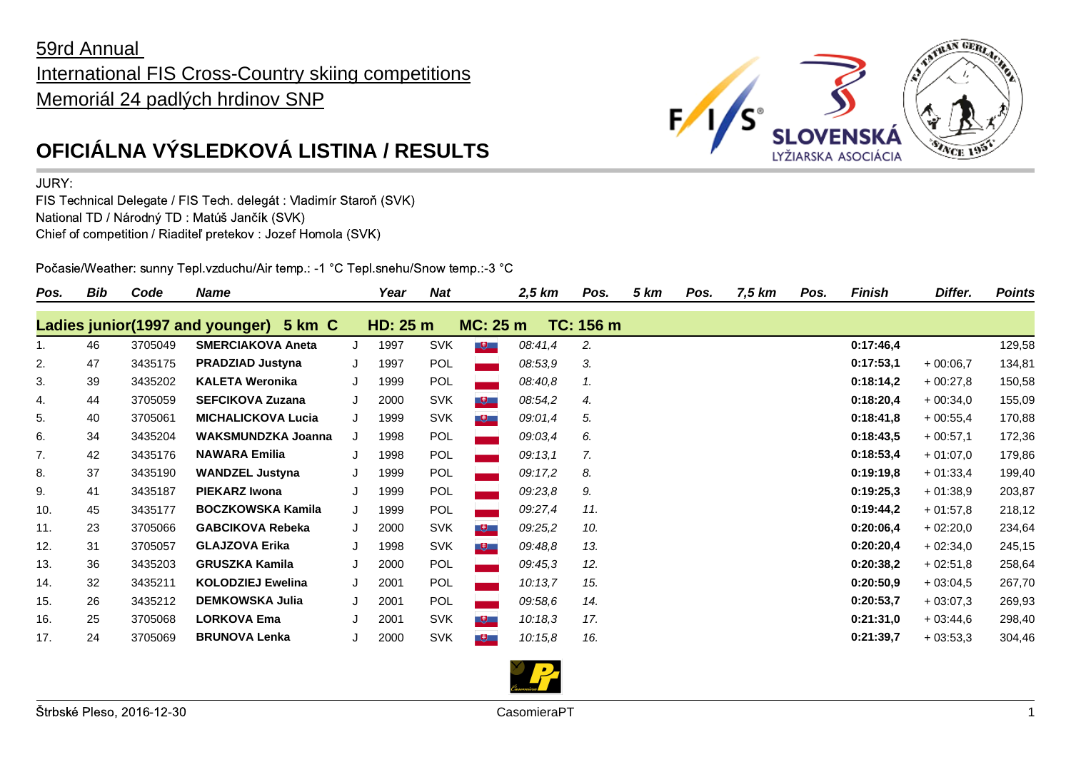59rd Annual
International FIS Cross-Country skiing competitions
Memoriál 24 padlých hrdinov SNP

# OFICIÁLNA VÝSLEDKOVÁ LISTINA / RESULTS

JURY:
FIS Technical Delegate / FIS Tech. delegát : Vladimír Staroň (SVK)
National TD / Národný TD : Matúš Jančík (SVK)
Chief of competition / Riaditeľ pretekov : Jozef Homola (SVK)

Počasie/Weather: sunny Tepl.vzduchu/Air temp.: -1 °C Tepl.snehu/Snow temp.:-3 °C

| Pos. | Bib | Code | Name | | Year | Nat | 2,5 km | Pos. | 5 km | Pos. | 7,5 km | Pos. | Finish | Differ. | Points |
|---|---|---|---|---|---|---|---|---|---|---|---|---|---|---|---|
| **Ladies junior(1997 and younger) 5 km C** | | | | | **HD: 25 m** | | **MC: 25 m** | **TC: 156 m** | | | | | | | |
| 1. | 46 | 3705049 | **SMERCIAKOVA Aneta** | J | 1997 | SVK | *08:41,4* | *2.* | | | | | **0:17:46,4** | | 129,58 |
| 2. | 47 | 3435175 | **PRADZIAD Justyna** | J | 1997 | POL | *08:53,9* | *3.* | | | | | **0:17:53,1** | + 00:06,7 | 134,81 |
| 3. | 39 | 3435202 | **KALETA Weronika** | J | 1999 | POL | *08:40,8* | *1.* | | | | | **0:18:14,2** | + 00:27,8 | 150,58 |
| 4. | 44 | 3705059 | **SEFCIKOVA Zuzana** | J | 2000 | SVK | *08:54,2* | *4.* | | | | | **0:18:20,4** | + 00:34,0 | 155,09 |
| 5. | 40 | 3705061 | **MICHALICKOVA Lucia** | J | 1999 | SVK | *09:01,4* | *5.* | | | | | **0:18:41,8** | + 00:55,4 | 170,88 |
| 6. | 34 | 3435204 | **WAKSMUNDZKA Joanna** | J | 1998 | POL | *09:03,4* | *6.* | | | | | **0:18:43,5** | + 00:57,1 | 172,36 |
| 7. | 42 | 3435176 | **NAWARA Emilia** | J | 1998 | POL | *09:13,1* | *7.* | | | | | **0:18:53,4** | + 01:07,0 | 179,86 |
| 8. | 37 | 3435190 | **WANDZEL Justyna** | J | 1999 | POL | *09:17,2* | *8.* | | | | | **0:19:19,8** | + 01:33,4 | 199,40 |
| 9. | 41 | 3435187 | **PIEKARZ Iwona** | J | 1999 | POL | *09:23,8* | *9.* | | | | | **0:19:25,3** | + 01:38,9 | 203,87 |
| 10. | 45 | 3435177 | **BOCZKOWSKA Kamila** | J | 1999 | POL | *09:27,4* | *11.* | | | | | **0:19:44,2** | + 01:57,8 | 218,12 |
| 11. | 23 | 3705066 | **GABCIKOVA Rebeka** | J | 2000 | SVK | *09:25,2* | *10.* | | | | | **0:20:06,4** | + 02:20,0 | 234,64 |
| 12. | 31 | 3705057 | **GLAJZOVA Erika** | J | 1998 | SVK | *09:48,8* | *13.* | | | | | **0:20:20,4** | + 02:34,0 | 245,15 |
| 13. | 36 | 3435203 | **GRUSZKA Kamila** | J | 2000 | POL | *09:45,3* | *12.* | | | | | **0:20:38,2** | + 02:51,8 | 258,64 |
| 14. | 32 | 3435211 | **KOLODZIEJ Ewelina** | J | 2001 | POL | *10:13,7* | *15.* | | | | | **0:20:50,9** | + 03:04,5 | 267,70 |
| 15. | 26 | 3435212 | **DEMKOWSKA Julia** | J | 2001 | POL | *09:58,6* | *14.* | | | | | **0:20:53,7** | + 03:07,3 | 269,93 |
| 16. | 25 | 3705068 | **LORKOVA Ema** | J | 2001 | SVK | *10:18,3* | *17.* | | | | | **0:21:31,0** | + 03:44,6 | 298,40 |
| 17. | 24 | 3705069 | **BRUNOVA Lenka** | J | 2000 | SVK | *10:15,8* | *16.* | | | | | **0:21:39,7** | + 03:53,3 | 304,46 |

Štrbské Pleso, 2016-12-30 — CasomieraPT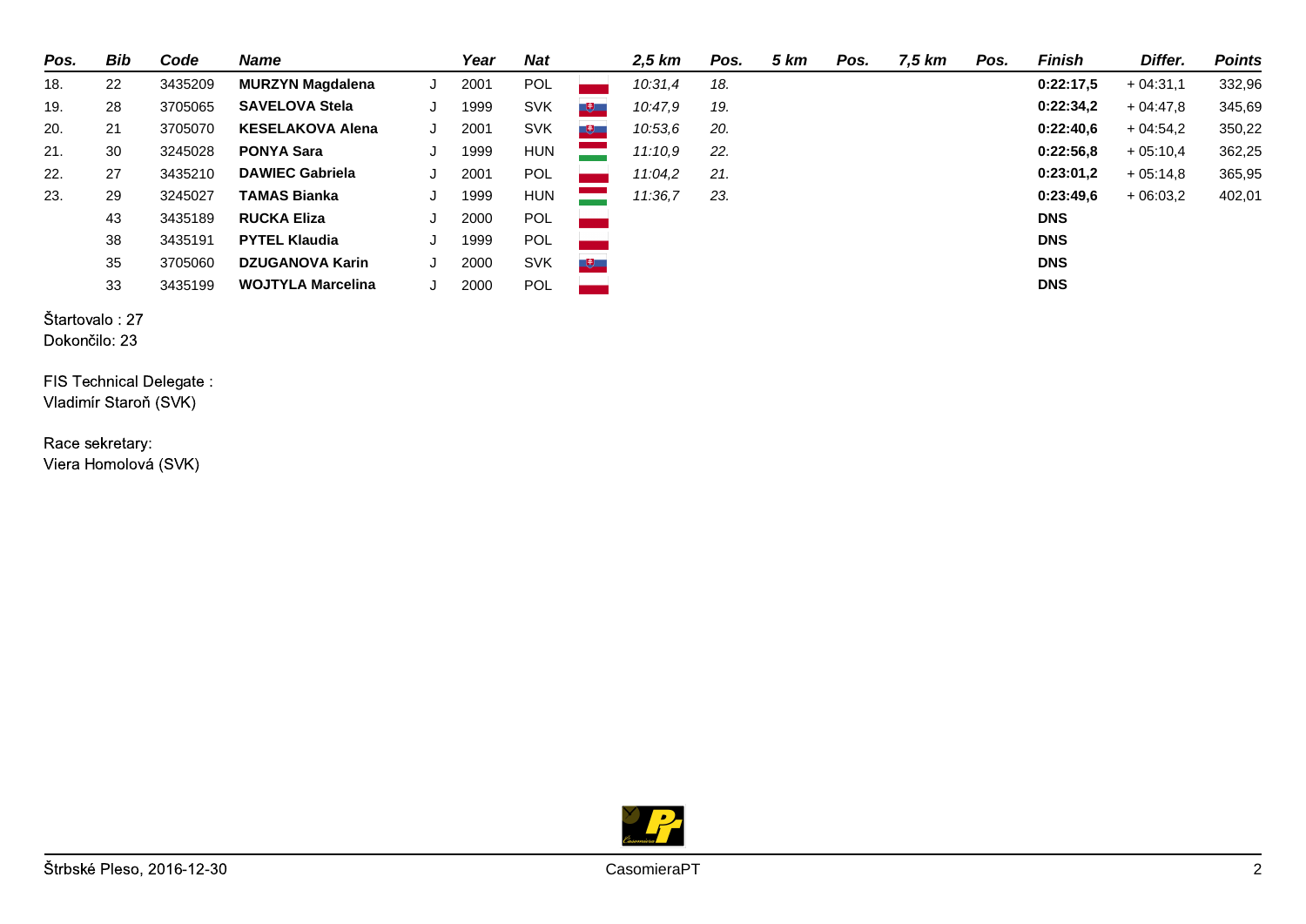| Pos. | Bib | Code | Name | | Year | Nat | | 2,5 km | Pos. | 5 km | Pos. | 7,5 km | Pos. | Finish | Differ. | Points |
|---|---|---|---|---|---|---|---|---|---|---|---|---|---|---|---|---|
| 18. | 22 | 3435209 | **MURZYN Magdalena** | J | 2001 | POL | | *10:31,4* | *18.* | | | | | **0:22:17,5** | + 04:31,1 | 332,96 |
| 19. | 28 | 3705065 | **SAVELOVA Stela** | J | 1999 | SVK | | *10:47,9* | *19.* | | | | | **0:22:34,2** | + 04:47,8 | 345,69 |
| 20. | 21 | 3705070 | **KESELAKOVA Alena** | J | 2001 | SVK | | *10:53,6* | *20.* | | | | | **0:22:40,6** | + 04:54,2 | 350,22 |
| 21. | 30 | 3245028 | **PONYA Sara** | J | 1999 | HUN | | *11:10,9* | *22.* | | | | | **0:22:56,8** | + 05:10,4 | 362,25 |
| 22. | 27 | 3435210 | **DAWIEC Gabriela** | J | 2001 | POL | | *11:04,2* | *21.* | | | | | **0:23:01,2** | + 05:14,8 | 365,95 |
| 23. | 29 | 3245027 | **TAMAS Bianka** | J | 1999 | HUN | | *11:36,7* | *23.* | | | | | **0:23:49,6** | + 06:03,2 | 402,01 |
| | 43 | 3435189 | **RUCKA Eliza** | J | 2000 | POL | | | | | | | | **DNS** | | |
| | 38 | 3435191 | **PYTEL Klaudia** | J | 1999 | POL | | | | | | | | **DNS** | | |
| | 35 | 3705060 | **DZUGANOVA Karin** | J | 2000 | SVK | | | | | | | | **DNS** | | |
| | 33 | 3435199 | **WOJTYLA Marcelina** | J | 2000 | POL | | | | | | | | **DNS** | | |

Štartovalo : 27
Dokončilo: 23

FIS Technical Delegate :
Vladimír Staroň (SVK)

Race sekretary:
Viera Homolová (SVK)

Štrbské Pleso, 2016-12-30 CasomieraPT